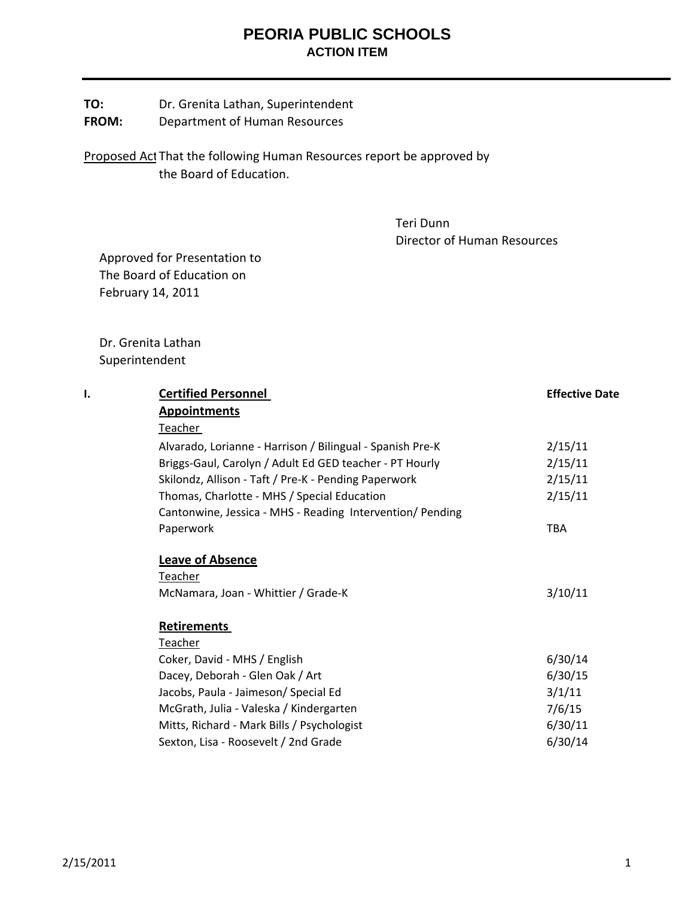# PEORIA PUBLIC SCHOOLS

## ACTION ITEM

**TO:** Dr. Grenita Lathan, Superintendent
**FROM:** Department of Human Resources

Proposed Act That the following Human Resources report be approved by the Board of Education.

Teri Dunn
Director of Human Resources

Approved for Presentation to
The Board of Education on
February 14, 2011

Dr. Grenita Lathan
Superintendent

| I. | Certified Personnel | Effective Date |
|---|---|---|
| | **Appointments** | |
| | Teacher | |
| | Alvarado, Lorianne - Harrison / Bilingual - Spanish Pre-K | 2/15/11 |
| | Briggs-Gaul, Carolyn / Adult Ed GED teacher - PT Hourly | 2/15/11 |
| | Skilondz, Allison - Taft / Pre-K - Pending Paperwork | 2/15/11 |
| | Thomas, Charlotte - MHS / Special Education | 2/15/11 |
| | Cantonwine, Jessica - MHS - Reading Intervention/ Pending Paperwork | TBA |
| | **Leave of Absence** | |
| | Teacher | |
| | McNamara, Joan - Whittier / Grade-K | 3/10/11 |
| | **Retirements** | |
| | Teacher | |
| | Coker, David - MHS / English | 6/30/14 |
| | Dacey, Deborah - Glen Oak / Art | 6/30/15 |
| | Jacobs, Paula - Jaimeson/ Special Ed | 3/1/11 |
| | McGrath, Julia - Valeska / Kindergarten | 7/6/15 |
| | Mitts, Richard - Mark Bills / Psychologist | 6/30/11 |
| | Sexton, Lisa - Roosevelt / 2nd Grade | 6/30/14 |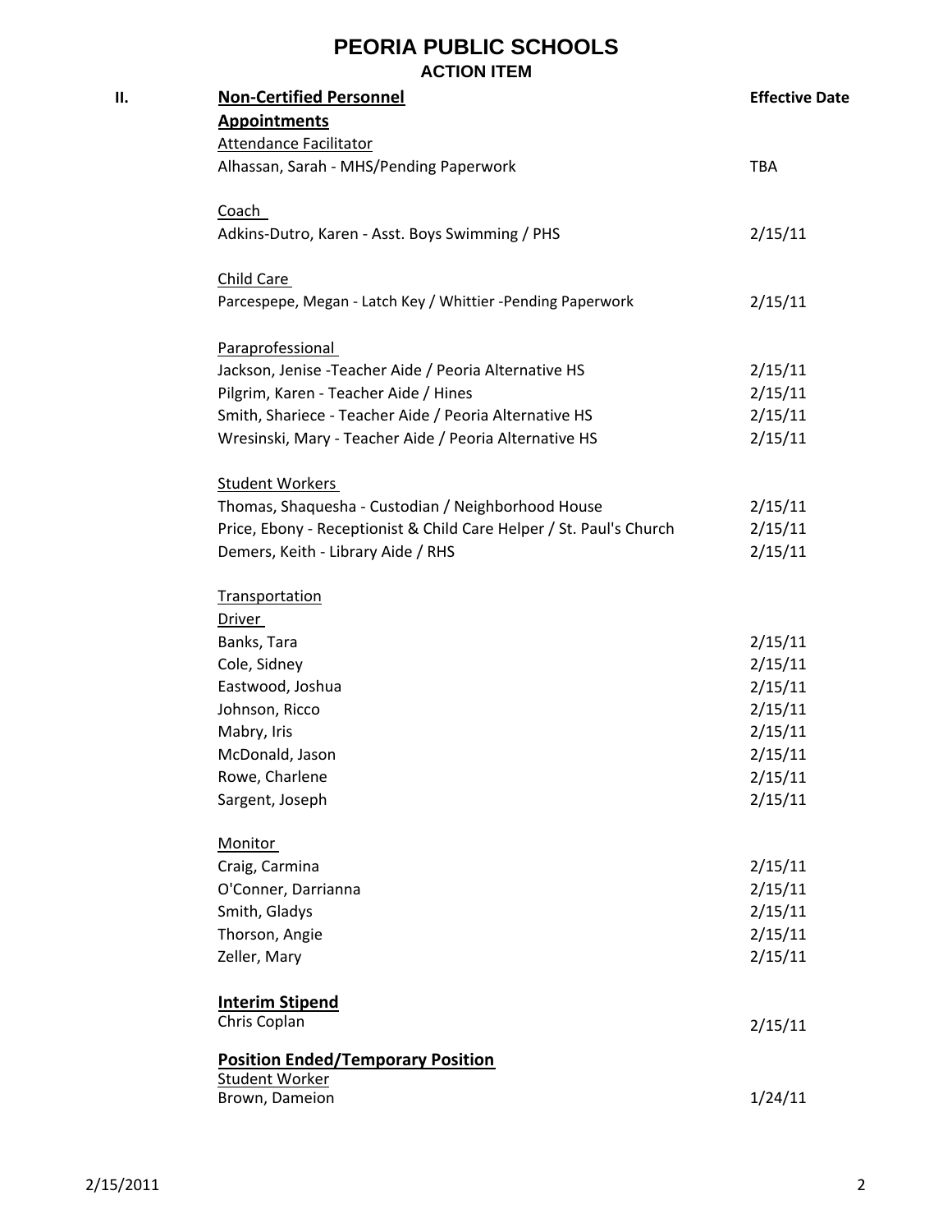# PEORIA PUBLIC SCHOOLS

## ACTION ITEM

| II. | **Non-Certified Personnel** | **Effective Date** |
|---|---|---|
| | **Appointments** | |
| | Attendance Facilitator | |
| | Alhassan, Sarah - MHS/Pending Paperwork | TBA |
| | | |
| | Coach | |
| | Adkins-Dutro, Karen - Asst. Boys Swimming / PHS | 2/15/11 |
| | | |
| | Child Care | |
| | Parcespepe, Megan - Latch Key / Whittier -Pending Paperwork | 2/15/11 |
| | | |
| | Paraprofessional | |
| | Jackson, Jenise -Teacher Aide / Peoria Alternative HS | 2/15/11 |
| | Pilgrim, Karen - Teacher Aide / Hines | 2/15/11 |
| | Smith, Shariece - Teacher Aide / Peoria Alternative HS | 2/15/11 |
| | Wresinski, Mary - Teacher Aide / Peoria Alternative HS | 2/15/11 |
| | | |
| | Student Workers | |
| | Thomas, Shaquesha - Custodian / Neighborhood House | 2/15/11 |
| | Price, Ebony - Receptionist & Child Care Helper / St. Paul's Church | 2/15/11 |
| | Demers, Keith - Library Aide / RHS | 2/15/11 |
| | | |
| | Transportation | |
| | Driver | |
| | Banks, Tara | 2/15/11 |
| | Cole, Sidney | 2/15/11 |
| | Eastwood, Joshua | 2/15/11 |
| | Johnson, Ricco | 2/15/11 |
| | Mabry, Iris | 2/15/11 |
| | McDonald, Jason | 2/15/11 |
| | Rowe, Charlene | 2/15/11 |
| | Sargent, Joseph | 2/15/11 |
| | | |
| | Monitor | |
| | Craig, Carmina | 2/15/11 |
| | O'Conner, Darrianna | 2/15/11 |
| | Smith, Gladys | 2/15/11 |
| | Thorson, Angie | 2/15/11 |
| | Zeller, Mary | 2/15/11 |
| | | |
| | **Interim Stipend** | |
| | Chris Coplan | 2/15/11 |
| | | |
| | **Position Ended/Temporary Position** | |
| | Student Worker | |
| | Brown, Dameion | 1/24/11 |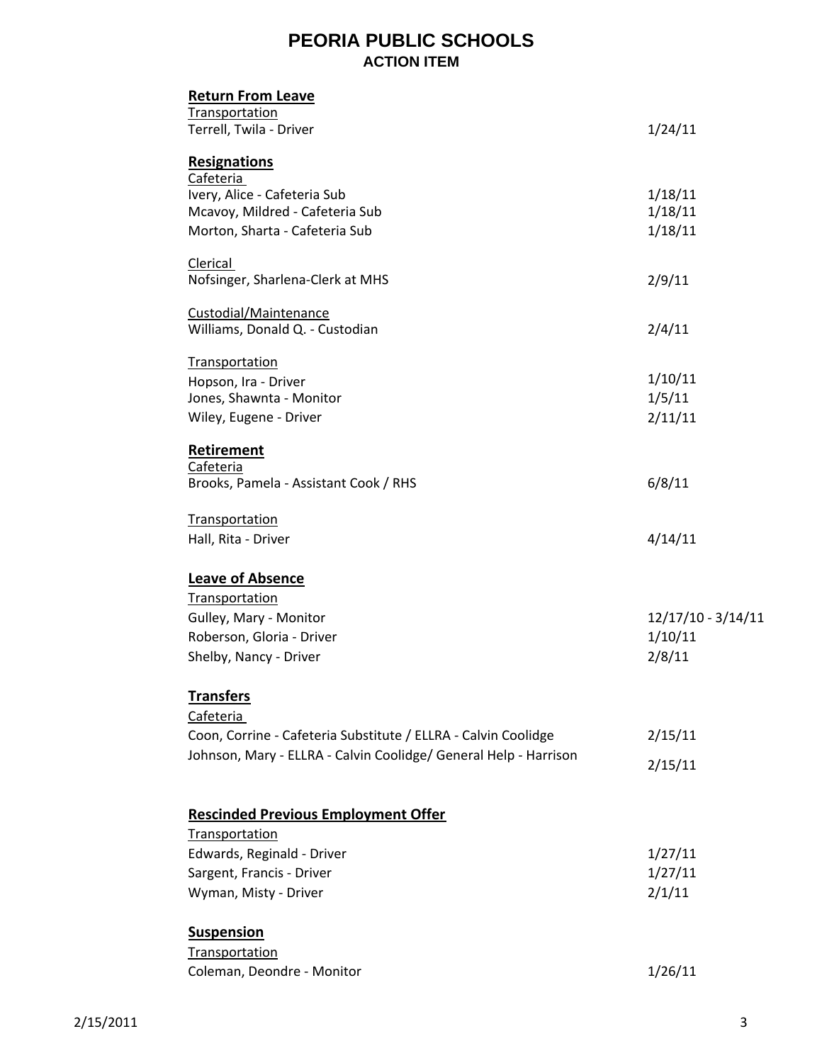# PEORIA PUBLIC SCHOOLS

## ACTION ITEM

### Return From Leave

Transportation

| | |
|---|---|
| Terrell, Twila - Driver | 1/24/11 |

### Resignations

Cafeteria

| | |
|---|---|
| Ivery, Alice - Cafeteria Sub | 1/18/11 |
| Mcavoy, Mildred - Cafeteria Sub | 1/18/11 |
| Morton, Sharta - Cafeteria Sub | 1/18/11 |

Clerical

| | |
|---|---|
| Nofsinger, Sharlena-Clerk at MHS | 2/9/11 |

Custodial/Maintenance

| | |
|---|---|
| Williams, Donald Q. - Custodian | 2/4/11 |

Transportation

| | |
|---|---|
| Hopson, Ira - Driver | 1/10/11 |
| Jones, Shawnta - Monitor | 1/5/11 |
| Wiley, Eugene - Driver | 2/11/11 |

### Retirement

Cafeteria

| | |
|---|---|
| Brooks, Pamela - Assistant Cook / RHS | 6/8/11 |

Transportation

| | |
|---|---|
| Hall, Rita - Driver | 4/14/11 |

### Leave of Absence

Transportation

| | |
|---|---|
| Gulley, Mary - Monitor | 12/17/10 - 3/14/11 |
| Roberson, Gloria - Driver | 1/10/11 |
| Shelby, Nancy - Driver | 2/8/11 |

### Transfers

Cafeteria

| | |
|---|---|
| Coon, Corrine - Cafeteria Substitute / ELLRA - Calvin Coolidge | 2/15/11 |
| Johnson, Mary - ELLRA - Calvin Coolidge/ General Help - Harrison | 2/15/11 |

### Rescinded Previous Employment Offer

Transportation

| | |
|---|---|
| Edwards, Reginald - Driver | 1/27/11 |
| Sargent, Francis - Driver | 1/27/11 |
| Wyman, Misty - Driver | 2/1/11 |

### Suspension

Transportation

| | |
|---|---|
| Coleman, Deondre - Monitor | 1/26/11 |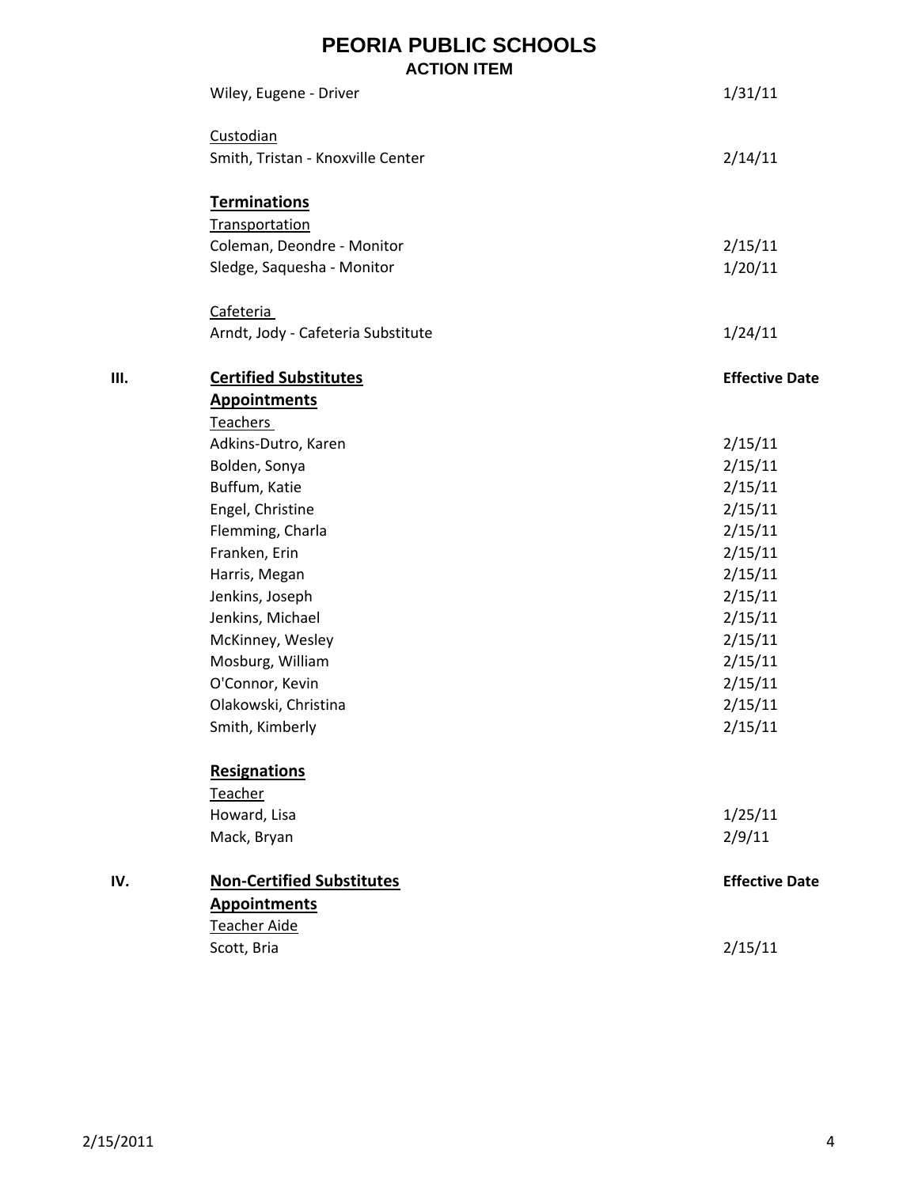# PEORIA PUBLIC SCHOOLS

## ACTION ITEM

| | |
|---|---|
| Wiley, Eugene - Driver | 1/31/11 |
| | |
| Custodian | |
| Smith, Tristan - Knoxville Center | 2/14/11 |
| | |
| **Terminations** | |
| Transportation | |
| Coleman, Deondre - Monitor | 2/15/11 |
| Sledge, Saquesha - Monitor | 1/20/11 |
| | |
| Cafeteria | |
| Arndt, Jody - Cafeteria Substitute | 1/24/11 |

### III. Certified Substitutes

| **Appointments** | **Effective Date** |
|---|---|
| Teachers | |
| Adkins-Dutro, Karen | 2/15/11 |
| Bolden, Sonya | 2/15/11 |
| Buffum, Katie | 2/15/11 |
| Engel, Christine | 2/15/11 |
| Flemming, Charla | 2/15/11 |
| Franken, Erin | 2/15/11 |
| Harris, Megan | 2/15/11 |
| Jenkins, Joseph | 2/15/11 |
| Jenkins, Michael | 2/15/11 |
| McKinney, Wesley | 2/15/11 |
| Mosburg, William | 2/15/11 |
| O'Connor, Kevin | 2/15/11 |
| Olakowski, Christina | 2/15/11 |
| Smith, Kimberly | 2/15/11 |
| | |
| **Resignations** | |
| Teacher | |
| Howard, Lisa | 1/25/11 |
| Mack, Bryan | 2/9/11 |

### IV. Non-Certified Substitutes

| **Appointments** | **Effective Date** |
|---|---|
| Teacher Aide | |
| Scott, Bria | 2/15/11 |